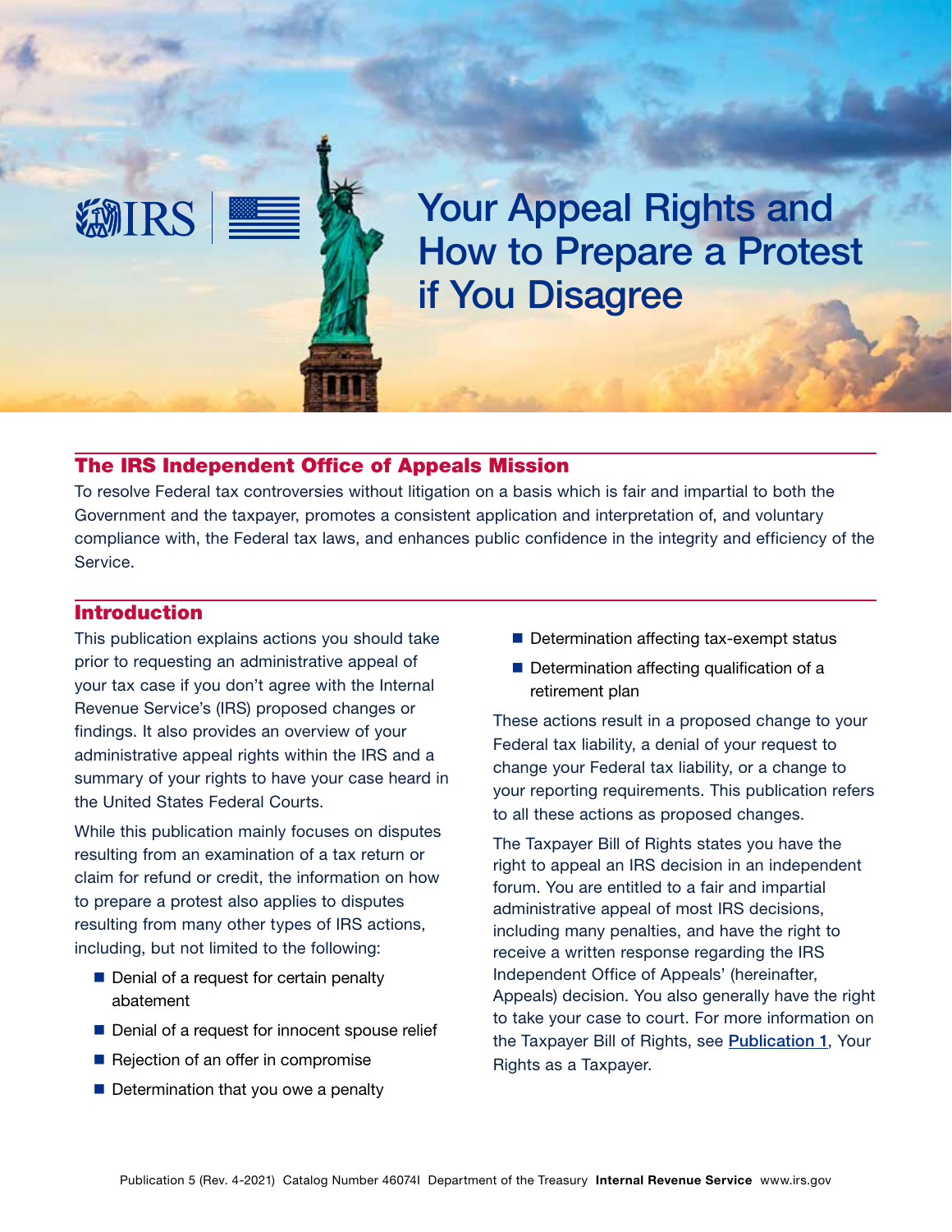# Your Appeal Rights and How to Prepare a Protest if You Disagree

## The IRS Independent Office of Appeals Mission

To resolve Federal tax controversies without litigation on a basis which is fair and impartial to both the Government and the taxpayer, promotes a consistent application and interpretation of, and voluntary compliance with, the Federal tax laws, and enhances public confidence in the integrity and efficiency of the Service.

## Introduction

This publication explains actions you should take prior to requesting an administrative appeal of your tax case if you don't agree with the Internal Revenue Service's (IRS) proposed changes or findings. It also provides an overview of your administrative appeal rights within the IRS and a summary of your rights to have your case heard in the United States Federal Courts.

While this publication mainly focuses on disputes resulting from an examination of a tax return or claim for refund or credit, the information on how to prepare a protest also applies to disputes resulting from many other types of IRS actions, including, but not limited to the following:

- Denial of a request for certain penalty abatement
- Denial of a request for innocent spouse relief
- Rejection of an offer in compromise
- Determination that you owe a penalty
- Determination affecting tax-exempt status
- Determination affecting qualification of a retirement plan

These actions result in a proposed change to your Federal tax liability, a denial of your request to change your Federal tax liability, or a change to your reporting requirements. This publication refers to all these actions as proposed changes.

The Taxpayer Bill of Rights states you have the right to appeal an IRS decision in an independent forum. You are entitled to a fair and impartial administrative appeal of most IRS decisions, including many penalties, and have the right to receive a written response regarding the IRS Independent Office of Appeals' (hereinafter, Appeals) decision. You also generally have the right to take your case to court. For more information on the Taxpayer Bill of Rights, see Publication 1, Your Rights as a Taxpayer.

Publication 5 (Rev. 4-2021) Catalog Number 46074I Department of the Treasury **Internal Revenue Service** www.irs.gov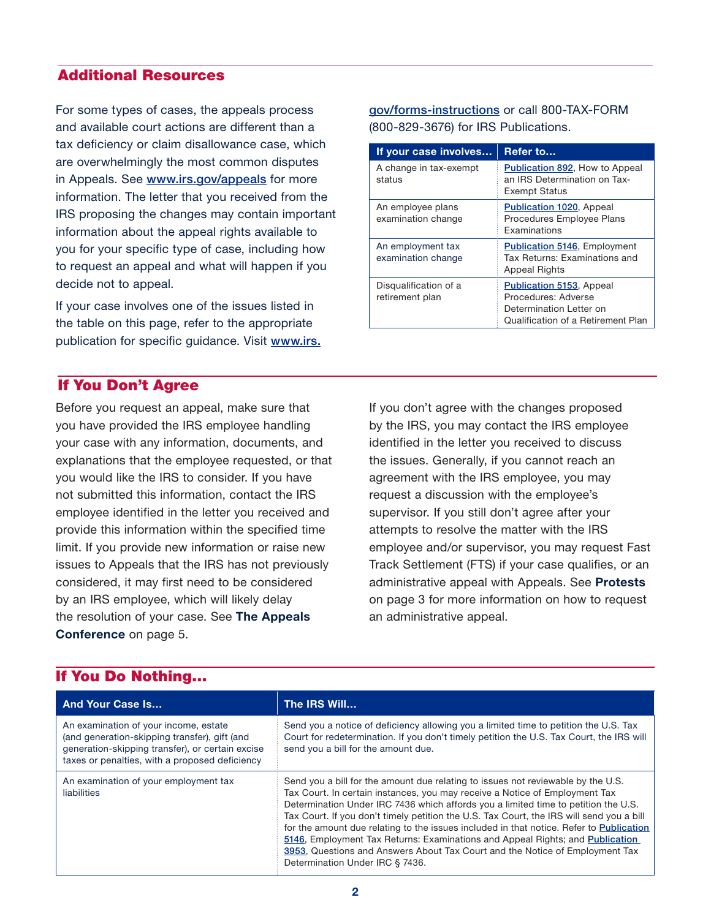## Additional Resources

For some types of cases, the appeals process and available court actions are different than a tax deficiency or claim disallowance case, which are overwhelmingly the most common disputes in Appeals. See **www.irs.gov/appeals** for more information. The letter that you received from the IRS proposing the changes may contain important information about the appeal rights available to you for your specific type of case, including how to request an appeal and what will happen if you decide not to appeal.

If your case involves one of the issues listed in the table on this page, refer to the appropriate publication for specific guidance. Visit **www.irs.gov/forms-instructions** or call 800-TAX-FORM (800-829-3676) for IRS Publications.

| If your case involves… | Refer to… |
|---|---|
| A change in tax-exempt status | Publication 892, How to Appeal an IRS Determination on Tax-Exempt Status |
| An employee plans examination change | Publication 1020, Appeal Procedures Employee Plans Examinations |
| An employment tax examination change | Publication 5146, Employment Tax Returns: Examinations and Appeal Rights |
| Disqualification of a retirement plan | Publication 5153, Appeal Procedures: Adverse Determination Letter on Qualification of a Retirement Plan |

## If You Don't Agree

Before you request an appeal, make sure that you have provided the IRS employee handling your case with any information, documents, and explanations that the employee requested, or that you would like the IRS to consider. If you have not submitted this information, contact the IRS employee identified in the letter you received and provide this information within the specified time limit. If you provide new information or raise new issues to Appeals that the IRS has not previously considered, it may first need to be considered by an IRS employee, which will likely delay the resolution of your case. See **The Appeals Conference** on page 5.

If you don't agree with the changes proposed by the IRS, you may contact the IRS employee identified in the letter you received to discuss the issues. Generally, if you cannot reach an agreement with the IRS employee, you may request a discussion with the employee's supervisor. If you still don't agree after your attempts to resolve the matter with the IRS employee and/or supervisor, you may request Fast Track Settlement (FTS) if your case qualifies, or an administrative appeal with Appeals. See **Protests** on page 3 for more information on how to request an administrative appeal.

## If You Do Nothing…

| And Your Case Is… | The IRS Will… |
|---|---|
| An examination of your income, estate (and generation-skipping transfer), gift (and generation-skipping transfer), or certain excise taxes or penalties, with a proposed deficiency | Send you a notice of deficiency allowing you a limited time to petition the U.S. Tax Court for redetermination. If you don't timely petition the U.S. Tax Court, the IRS will send you a bill for the amount due. |
| An examination of your employment tax liabilities | Send you a bill for the amount due relating to issues not reviewable by the U.S. Tax Court. In certain instances, you may receive a Notice of Employment Tax Determination Under IRC 7436 which affords you a limited time to petition the U.S. Tax Court. If you don't timely petition the U.S. Tax Court, the IRS will send you a bill for the amount due relating to the issues included in that notice. Refer to Publication 5146, Employment Tax Returns: Examinations and Appeal Rights; and Publication 3953, Questions and Answers About Tax Court and the Notice of Employment Tax Determination Under IRC § 7436. |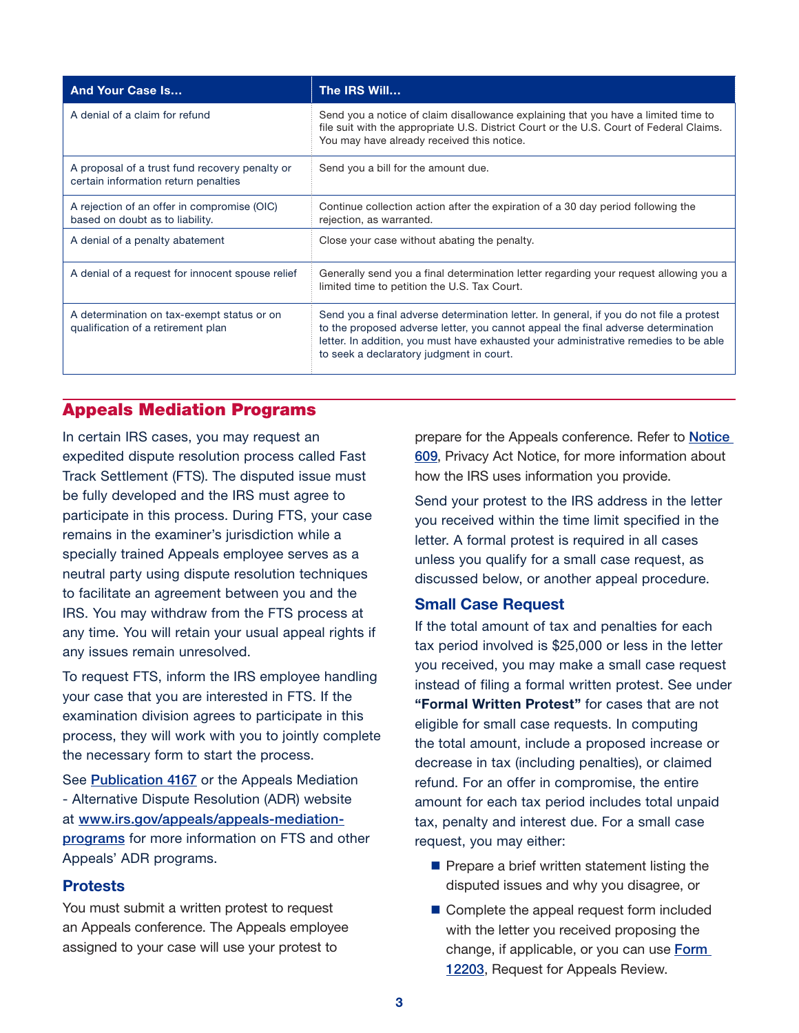| And Your Case Is... | The IRS Will... |
| --- | --- |
| A denial of a claim for refund | Send you a notice of claim disallowance explaining that you have a limited time to file suit with the appropriate U.S. District Court or the U.S. Court of Federal Claims. You may have already received this notice. |
| A proposal of a trust fund recovery penalty or certain information return penalties | Send you a bill for the amount due. |
| A rejection of an offer in compromise (OIC) based on doubt as to liability. | Continue collection action after the expiration of a 30 day period following the rejection, as warranted. |
| A denial of a penalty abatement | Close your case without abating the penalty. |
| A denial of a request for innocent spouse relief | Generally send you a final determination letter regarding your request allowing you a limited time to petition the U.S. Tax Court. |
| A determination on tax-exempt status or on qualification of a retirement plan | Send you a final adverse determination letter. In general, if you do not file a protest to the proposed adverse letter, you cannot appeal the final adverse determination letter. In addition, you must have exhausted your administrative remedies to be able to seek a declaratory judgment in court. |

## Appeals Mediation Programs

In certain IRS cases, you may request an expedited dispute resolution process called Fast Track Settlement (FTS). The disputed issue must be fully developed and the IRS must agree to participate in this process. During FTS, your case remains in the examiner's jurisdiction while a specially trained Appeals employee serves as a neutral party using dispute resolution techniques to facilitate an agreement between you and the IRS. You may withdraw from the FTS process at any time. You will retain your usual appeal rights if any issues remain unresolved.

To request FTS, inform the IRS employee handling your case that you are interested in FTS. If the examination division agrees to participate in this process, they will work with you to jointly complete the necessary form to start the process.

See Publication 4167 or the Appeals Mediation - Alternative Dispute Resolution (ADR) website at www.irs.gov/appeals/appeals-mediation-programs for more information on FTS and other Appeals' ADR programs.

### Protests

You must submit a written protest to request an Appeals conference. The Appeals employee assigned to your case will use your protest to prepare for the Appeals conference. Refer to Notice 609, Privacy Act Notice, for more information about how the IRS uses information you provide.

Send your protest to the IRS address in the letter you received within the time limit specified in the letter. A formal protest is required in all cases unless you qualify for a small case request, as discussed below, or another appeal procedure.

### Small Case Request

If the total amount of tax and penalties for each tax period involved is $25,000 or less in the letter you received, you may make a small case request instead of filing a formal written protest. See under **"Formal Written Protest"** for cases that are not eligible for small case requests. In computing the total amount, include a proposed increase or decrease in tax (including penalties), or claimed refund. For an offer in compromise, the entire amount for each tax period includes total unpaid tax, penalty and interest due. For a small case request, you may either:

- Prepare a brief written statement listing the disputed issues and why you disagree, or
- Complete the appeal request form included with the letter you received proposing the change, if applicable, or you can use Form 12203, Request for Appeals Review.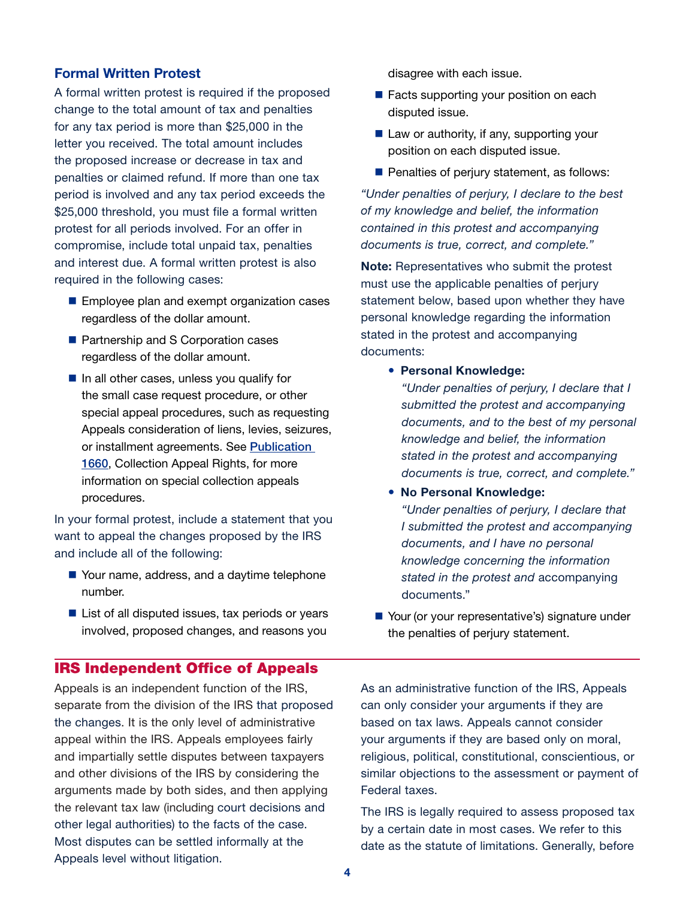### Formal Written Protest

A formal written protest is required if the proposed change to the total amount of tax and penalties for any tax period is more than $25,000 in the letter you received. The total amount includes the proposed increase or decrease in tax and penalties or claimed refund. If more than one tax period is involved and any tax period exceeds the $25,000 threshold, you must file a formal written protest for all periods involved. For an offer in compromise, include total unpaid tax, penalties and interest due. A formal written protest is also required in the following cases:

- Employee plan and exempt organization cases regardless of the dollar amount.
- Partnership and S Corporation cases regardless of the dollar amount.
- In all other cases, unless you qualify for the small case request procedure, or other special appeal procedures, such as requesting Appeals consideration of liens, levies, seizures, or installment agreements. See Publication 1660, Collection Appeal Rights, for more information on special collection appeals procedures.

In your formal protest, include a statement that you want to appeal the changes proposed by the IRS and include all of the following:

- Your name, address, and a daytime telephone number.
- List of all disputed issues, tax periods or years involved, proposed changes, and reasons you disagree with each issue.
- Facts supporting your position on each disputed issue.
- Law or authority, if any, supporting your position on each disputed issue.
- Penalties of perjury statement, as follows:

*"Under penalties of perjury, I declare to the best of my knowledge and belief, the information contained in this protest and accompanying documents is true, correct, and complete."*

**Note:** Representatives who submit the protest must use the applicable penalties of perjury statement below, based upon whether they have personal knowledge regarding the information stated in the protest and accompanying documents:

- **Personal Knowledge:**
  *"Under penalties of perjury, I declare that I submitted the protest and accompanying documents, and to the best of my personal knowledge and belief, the information stated in the protest and accompanying documents is true, correct, and complete."*
- **No Personal Knowledge:**
  *"Under penalties of perjury, I declare that I submitted the protest and accompanying documents, and I have no personal knowledge concerning the information stated in the protest and* accompanying documents."

- Your (or your representative's) signature under the penalties of perjury statement.

## IRS Independent Office of Appeals

Appeals is an independent function of the IRS, separate from the division of the IRS that proposed the changes. It is the only level of administrative appeal within the IRS. Appeals employees fairly and impartially settle disputes between taxpayers and other divisions of the IRS by considering the arguments made by both sides, and then applying the relevant tax law (including court decisions and other legal authorities) to the facts of the case. Most disputes can be settled informally at the Appeals level without litigation.

As an administrative function of the IRS, Appeals can only consider your arguments if they are based on tax laws. Appeals cannot consider your arguments if they are based only on moral, religious, political, constitutional, conscientious, or similar objections to the assessment or payment of Federal taxes.

The IRS is legally required to assess proposed tax by a certain date in most cases. We refer to this date as the statute of limitations. Generally, before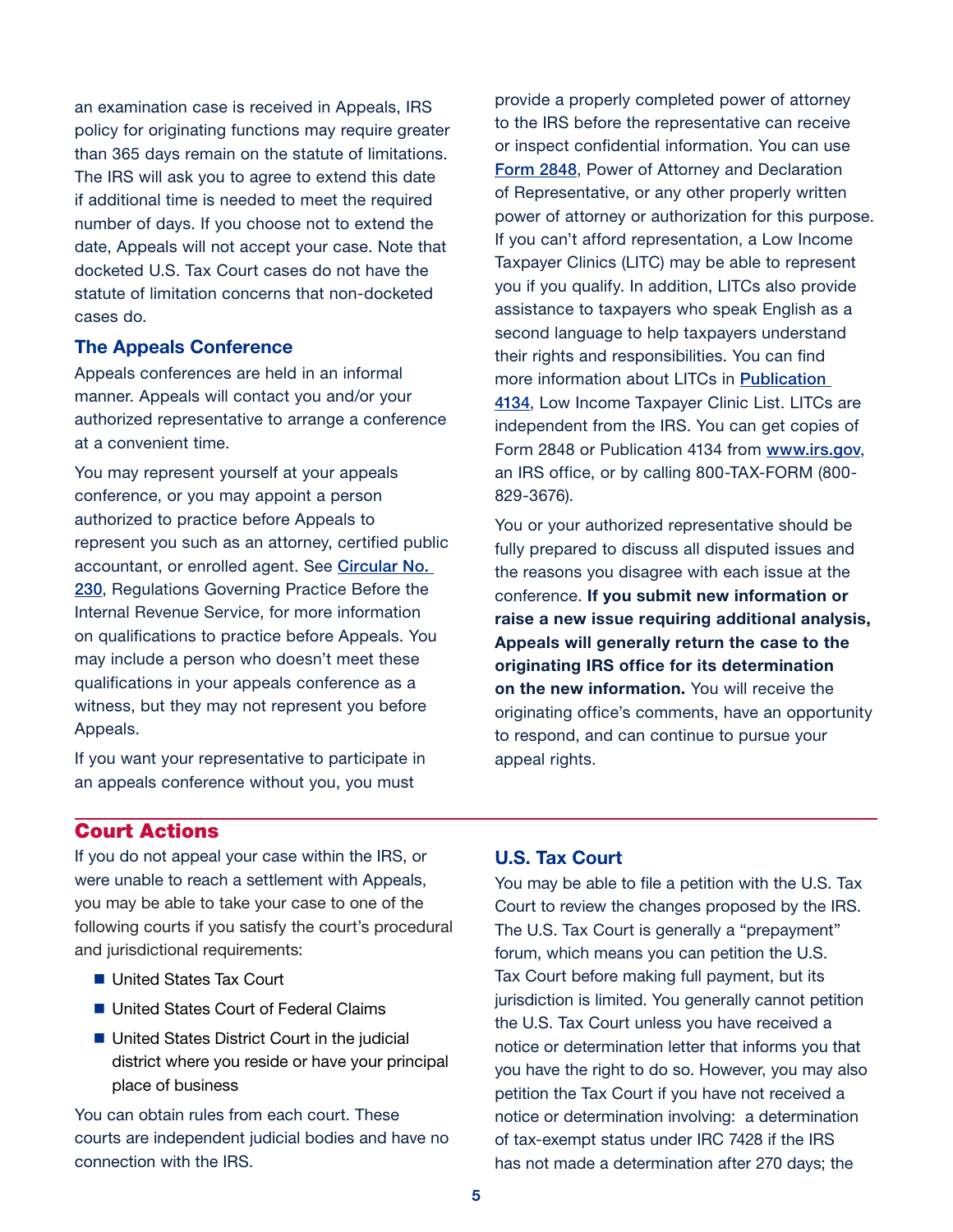an examination case is received in Appeals, IRS policy for originating functions may require greater than 365 days remain on the statute of limitations. The IRS will ask you to agree to extend this date if additional time is needed to meet the required number of days. If you choose not to extend the date, Appeals will not accept your case. Note that docketed U.S. Tax Court cases do not have the statute of limitation concerns that non-docketed cases do.

### The Appeals Conference

Appeals conferences are held in an informal manner. Appeals will contact you and/or your authorized representative to arrange a conference at a convenient time.

You may represent yourself at your appeals conference, or you may appoint a person authorized to practice before Appeals to represent you such as an attorney, certified public accountant, or enrolled agent. See [Circular No. 230](), Regulations Governing Practice Before the Internal Revenue Service, for more information on qualifications to practice before Appeals. You may include a person who doesn't meet these qualifications in your appeals conference as a witness, but they may not represent you before Appeals.

If you want your representative to participate in an appeals conference without you, you must provide a properly completed power of attorney to the IRS before the representative can receive or inspect confidential information. You can use [Form 2848](), Power of Attorney and Declaration of Representative, or any other properly written power of attorney or authorization for this purpose. If you can't afford representation, a Low Income Taxpayer Clinics (LITC) may be able to represent you if you qualify. In addition, LITCs also provide assistance to taxpayers who speak English as a second language to help taxpayers understand their rights and responsibilities. You can find more information about LITCs in [Publication 4134](), Low Income Taxpayer Clinic List. LITCs are independent from the IRS. You can get copies of Form 2848 or Publication 4134 from [www.irs.gov](), an IRS office, or by calling 800-TAX-FORM (800-829-3676).

You or your authorized representative should be fully prepared to discuss all disputed issues and the reasons you disagree with each issue at the conference. **If you submit new information or raise a new issue requiring additional analysis, Appeals will generally return the case to the originating IRS office for its determination on the new information.** You will receive the originating office's comments, have an opportunity to respond, and can continue to pursue your appeal rights.

## Court Actions

If you do not appeal your case within the IRS, or were unable to reach a settlement with Appeals, you may be able to take your case to one of the following courts if you satisfy the court's procedural and jurisdictional requirements:

- United States Tax Court
- United States Court of Federal Claims
- United States District Court in the judicial district where you reside or have your principal place of business

You can obtain rules from each court. These courts are independent judicial bodies and have no connection with the IRS.

### U.S. Tax Court

You may be able to file a petition with the U.S. Tax Court to review the changes proposed by the IRS. The U.S. Tax Court is generally a "prepayment" forum, which means you can petition the U.S. Tax Court before making full payment, but its jurisdiction is limited. You generally cannot petition the U.S. Tax Court unless you have received a notice or determination letter that informs you that you have the right to do so. However, you may also petition the Tax Court if you have not received a notice or determination involving: a determination of tax-exempt status under IRC 7428 if the IRS has not made a determination after 270 days; the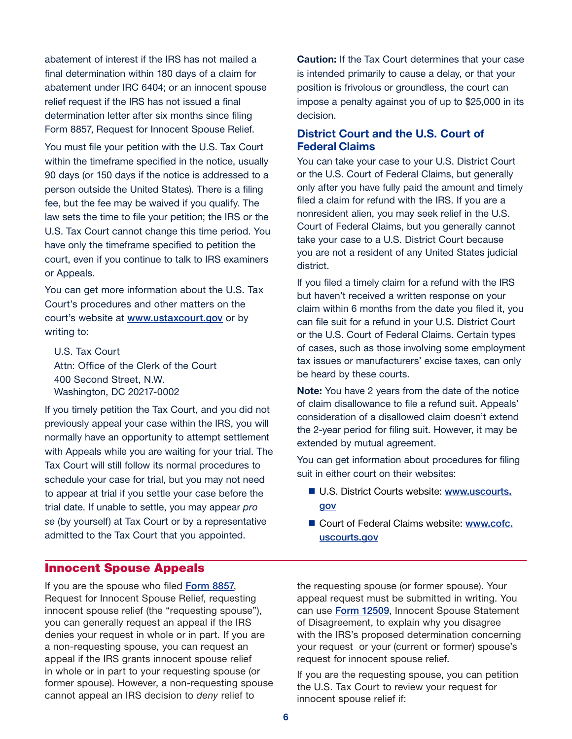abatement of interest if the IRS has not mailed a final determination within 180 days of a claim for abatement under IRC 6404; or an innocent spouse relief request if the IRS has not issued a final determination letter after six months since filing Form 8857, Request for Innocent Spouse Relief.

You must file your petition with the U.S. Tax Court within the timeframe specified in the notice, usually 90 days (or 150 days if the notice is addressed to a person outside the United States). There is a filing fee, but the fee may be waived if you qualify. The law sets the time to file your petition; the IRS or the U.S. Tax Court cannot change this time period. You have only the timeframe specified to petition the court, even if you continue to talk to IRS examiners or Appeals.

You can get more information about the U.S. Tax Court's procedures and other matters on the court's website at [www.ustaxcourt.gov](http://www.ustaxcourt.gov) or by writing to:

U.S. Tax Court
Attn: Office of the Clerk of the Court
400 Second Street, N.W.
Washington, DC 20217-0002

If you timely petition the Tax Court, and you did not previously appeal your case within the IRS, you will normally have an opportunity to attempt settlement with Appeals while you are waiting for your trial. The Tax Court will still follow its normal procedures to schedule your case for trial, but you may not need to appear at trial if you settle your case before the trial date. If unable to settle, you may appear *pro se* (by yourself) at Tax Court or by a representative admitted to the Tax Court that you appointed.

**Caution:** If the Tax Court determines that your case is intended primarily to cause a delay, or that your position is frivolous or groundless, the court can impose a penalty against you of up to $25,000 in its decision.

### District Court and the U.S. Court of Federal Claims

You can take your case to your U.S. District Court or the U.S. Court of Federal Claims, but generally only after you have fully paid the amount and timely filed a claim for refund with the IRS. If you are a nonresident alien, you may seek relief in the U.S. Court of Federal Claims, but you generally cannot take your case to a U.S. District Court because you are not a resident of any United States judicial district.

If you filed a timely claim for a refund with the IRS but haven't received a written response on your claim within 6 months from the date you filed it, you can file suit for a refund in your U.S. District Court or the U.S. Court of Federal Claims. Certain types of cases, such as those involving some employment tax issues or manufacturers' excise taxes, can only be heard by these courts.

**Note:** You have 2 years from the date of the notice of claim disallowance to file a refund suit. Appeals' consideration of a disallowed claim doesn't extend the 2-year period for filing suit. However, it may be extended by mutual agreement.

You can get information about procedures for filing suit in either court on their websites:

- U.S. District Courts website: [www.uscourts.gov](http://www.uscourts.gov)
- Court of Federal Claims website: [www.cofc.uscourts.gov](http://www.cofc.uscourts.gov)

## Innocent Spouse Appeals

If you are the spouse who filed Form 8857, Request for Innocent Spouse Relief, requesting innocent spouse relief (the "requesting spouse"), you can generally request an appeal if the IRS denies your request in whole or in part. If you are a non-requesting spouse, you can request an appeal if the IRS grants innocent spouse relief in whole or in part to your requesting spouse (or former spouse). However, a non-requesting spouse cannot appeal an IRS decision to *deny* relief to the requesting spouse (or former spouse). Your appeal request must be submitted in writing. You can use Form 12509, Innocent Spouse Statement of Disagreement, to explain why you disagree with the IRS's proposed determination concerning your request or your (current or former) spouse's request for innocent spouse relief.

If you are the requesting spouse, you can petition the U.S. Tax Court to review your request for innocent spouse relief if: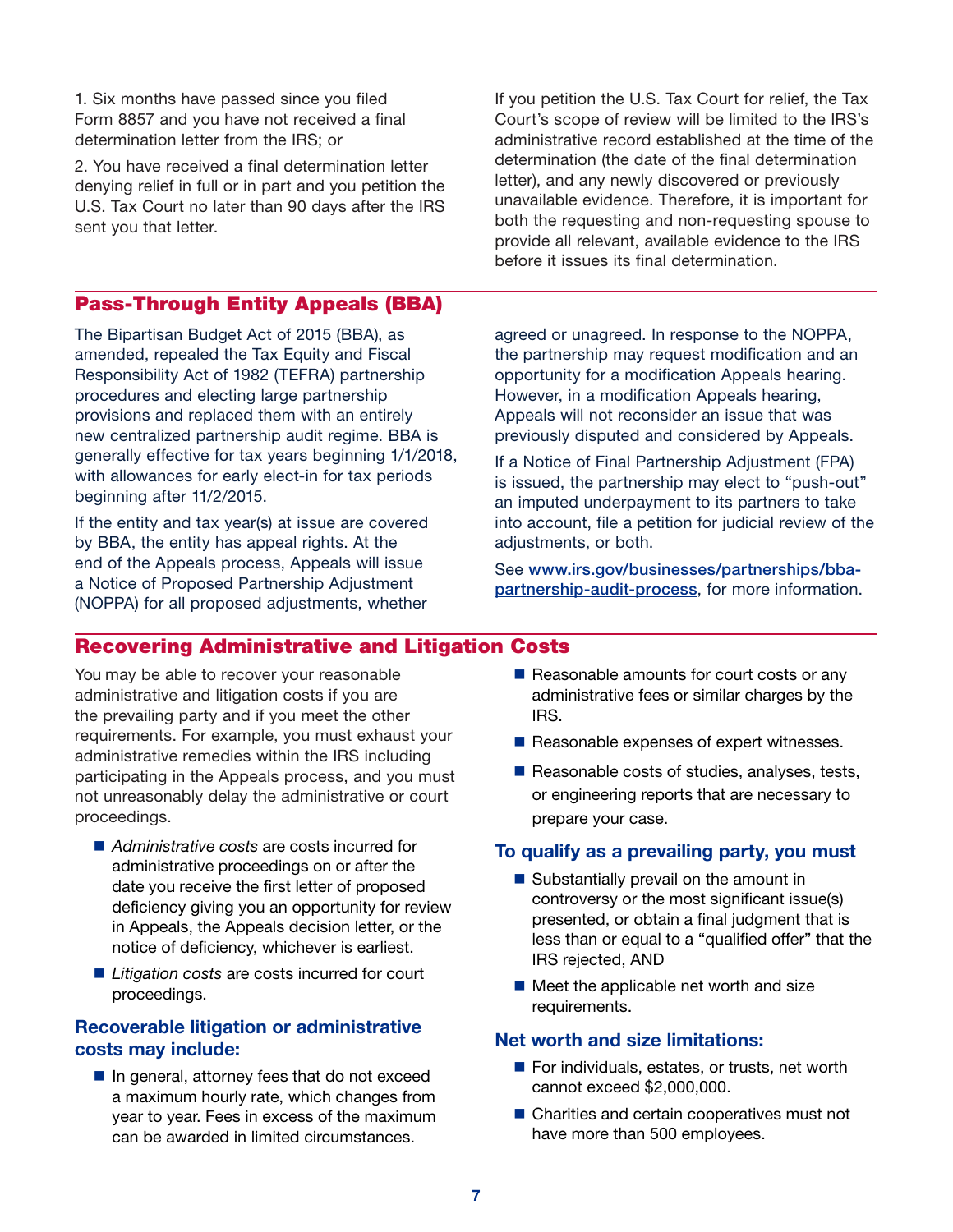1. Six months have passed since you filed Form 8857 and you have not received a final determination letter from the IRS; or

2. You have received a final determination letter denying relief in full or in part and you petition the U.S. Tax Court no later than 90 days after the IRS sent you that letter.

If you petition the U.S. Tax Court for relief, the Tax Court's scope of review will be limited to the IRS's administrative record established at the time of the determination (the date of the final determination letter), and any newly discovered or previously unavailable evidence. Therefore, it is important for both the requesting and non-requesting spouse to provide all relevant, available evidence to the IRS before it issues its final determination.

## Pass-Through Entity Appeals (BBA)

The Bipartisan Budget Act of 2015 (BBA), as amended, repealed the Tax Equity and Fiscal Responsibility Act of 1982 (TEFRA) partnership procedures and electing large partnership provisions and replaced them with an entirely new centralized partnership audit regime. BBA is generally effective for tax years beginning 1/1/2018, with allowances for early elect-in for tax periods beginning after 11/2/2015.

If the entity and tax year(s) at issue are covered by BBA, the entity has appeal rights. At the end of the Appeals process, Appeals will issue a Notice of Proposed Partnership Adjustment (NOPPA) for all proposed adjustments, whether agreed or unagreed. In response to the NOPPA, the partnership may request modification and an opportunity for a modification Appeals hearing. However, in a modification Appeals hearing, Appeals will not reconsider an issue that was previously disputed and considered by Appeals.

If a Notice of Final Partnership Adjustment (FPA) is issued, the partnership may elect to "push-out" an imputed underpayment to its partners to take into account, file a petition for judicial review of the adjustments, or both.

See **www.irs.gov/businesses/partnerships/bba-partnership-audit-process**, for more information.

## Recovering Administrative and Litigation Costs

You may be able to recover your reasonable administrative and litigation costs if you are the prevailing party and if you meet the other requirements. For example, you must exhaust your administrative remedies within the IRS including participating in the Appeals process, and you must not unreasonably delay the administrative or court proceedings.

- *Administrative costs* are costs incurred for administrative proceedings on or after the date you receive the first letter of proposed deficiency giving you an opportunity for review in Appeals, the Appeals decision letter, or the notice of deficiency, whichever is earliest.
- *Litigation costs* are costs incurred for court proceedings.

### Recoverable litigation or administrative costs may include:

- In general, attorney fees that do not exceed a maximum hourly rate, which changes from year to year. Fees in excess of the maximum can be awarded in limited circumstances.
- Reasonable amounts for court costs or any administrative fees or similar charges by the IRS.
- Reasonable expenses of expert witnesses.
- Reasonable costs of studies, analyses, tests, or engineering reports that are necessary to prepare your case.

### To qualify as a prevailing party, you must

- Substantially prevail on the amount in controversy or the most significant issue(s) presented, or obtain a final judgment that is less than or equal to a "qualified offer" that the IRS rejected, AND
- Meet the applicable net worth and size requirements.

### Net worth and size limitations:

- For individuals, estates, or trusts, net worth cannot exceed $2,000,000.
- Charities and certain cooperatives must not have more than 500 employees.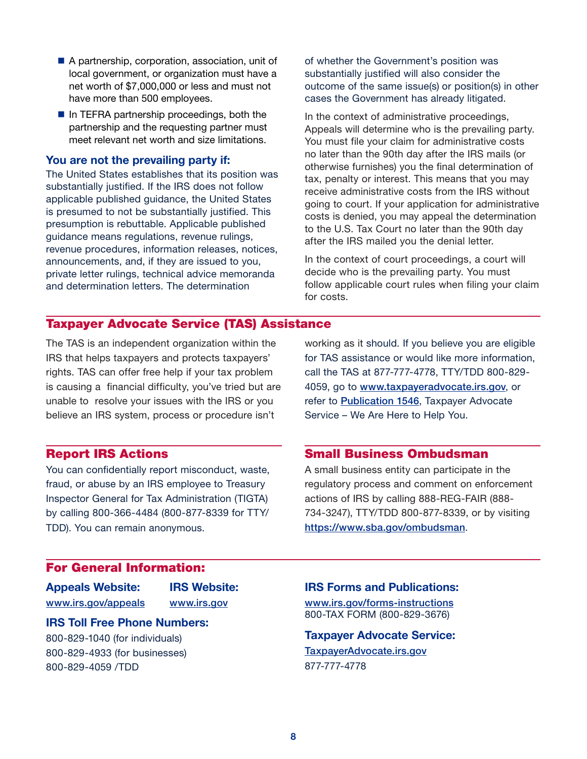- A partnership, corporation, association, unit of local government, or organization must have a net worth of $7,000,000 or less and must not have more than 500 employees.
- In TEFRA partnership proceedings, both the partnership and the requesting partner must meet relevant net worth and size limitations.

### You are not the prevailing party if:

The United States establishes that its position was substantially justified. If the IRS does not follow applicable published guidance, the United States is presumed to not be substantially justified. This presumption is rebuttable. Applicable published guidance means regulations, revenue rulings, revenue procedures, information releases, notices, announcements, and, if they are issued to you, private letter rulings, technical advice memoranda and determination letters. The determination of whether the Government's position was substantially justified will also consider the outcome of the same issue(s) or position(s) in other cases the Government has already litigated.

In the context of administrative proceedings, Appeals will determine who is the prevailing party. You must file your claim for administrative costs no later than the 90th day after the IRS mails (or otherwise furnishes) you the final determination of tax, penalty or interest. This means that you may receive administrative costs from the IRS without going to court. If your application for administrative costs is denied, you may appeal the determination to the U.S. Tax Court no later than the 90th day after the IRS mailed you the denial letter.

In the context of court proceedings, a court will decide who is the prevailing party. You must follow applicable court rules when filing your claim for costs.

## Taxpayer Advocate Service (TAS) Assistance

The TAS is an independent organization within the IRS that helps taxpayers and protects taxpayers' rights. TAS can offer free help if your tax problem is causing a financial difficulty, you've tried but are unable to resolve your issues with the IRS or you believe an IRS system, process or procedure isn't working as it should. If you believe you are eligible for TAS assistance or would like more information, call the TAS at 877-777-4778, TTY/TDD 800-829-4059, go to www.taxpayeradvocate.irs.gov, or refer to Publication 1546, Taxpayer Advocate Service – We Are Here to Help You.

## Report IRS Actions

You can confidentially report misconduct, waste, fraud, or abuse by an IRS employee to Treasury Inspector General for Tax Administration (TIGTA) by calling 800-366-4484 (800-877-8339 for TTY/TDD). You can remain anonymous.

## Small Business Ombudsman

A small business entity can participate in the regulatory process and comment on enforcement actions of IRS by calling 888-REG-FAIR (888-734-3247), TTY/TDD 800-877-8339, or by visiting https://www.sba.gov/ombudsman.

## For General Information:

### Appeals Website:

www.irs.gov/appeals

### IRS Website:

www.irs.gov

### IRS Toll Free Phone Numbers:

800-829-1040 (for individuals)
800-829-4933 (for businesses)
800-829-4059 /TDD

### IRS Forms and Publications:

www.irs.gov/forms-instructions
800-TAX FORM (800-829-3676)

### Taxpayer Advocate Service:

TaxpayerAdvocate.irs.gov
877-777-4778